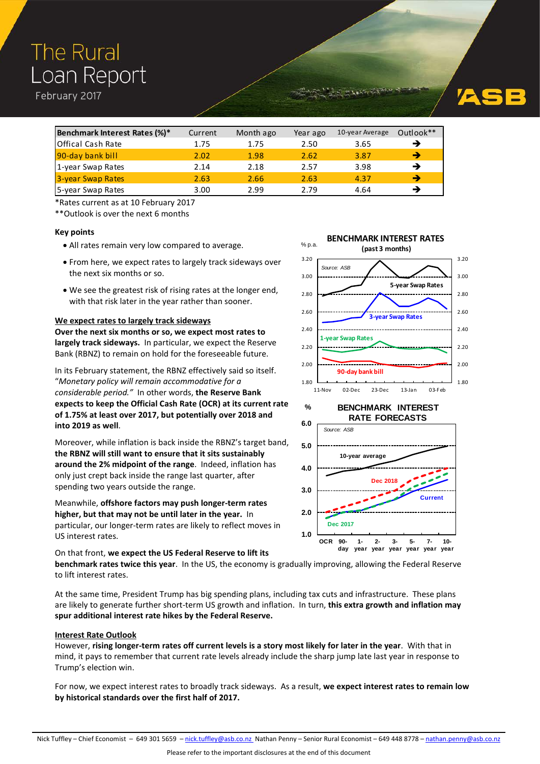# The Rural Loan Report

February 2017

| Benchmark Interest Rates (%)* | Current | Month ago | Year ago | 10-year Average | Outlook** |
|---|---|---|---|---|---|
| Offical Cash Rate | 1.75 | 1.75 | 2.50 | 3.65 | → |
| 90-day bank bill | 2.02 | 1.98 | 2.62 | 3.87 | → |
| 1-year Swap Rates | 2.14 | 2.18 | 2.57 | 3.98 | → |
| 3-year Swap Rates | 2.63 | 2.66 | 2.63 | 4.37 | → |
| 5-year Swap Rates | 3.00 | 2.99 | 2.79 | 4.64 | → |

*Rates current as at 10 February 2017

**Outlook is over the next 6 months

**Key points**

- All rates remain very low compared to average.
- From here, we expect rates to largely track sideways over the next six months or so.
- We see the greatest risk of rising rates at the longer end, with that risk later in the year rather than sooner.

## We expect rates to largely track sideways

**Over the next six months or so, we expect most rates to largely track sideways.** In particular, we expect the Reserve Bank (RBNZ) to remain on hold for the foreseeable future.

In its February statement, the RBNZ effectively said so itself. "*Monetary policy will remain accommodative for a considerable period.*" In other words, **the Reserve Bank expects to keep the Official Cash Rate (OCR) at its current rate of 1.75% at least over 2017, but potentially over 2018 and into 2019 as well**.

Moreover, while inflation is back inside the RBNZ's target band, **the RBNZ will still want to ensure that it sits sustainably around the 2% midpoint of the range**. Indeed, inflation has only just crept back inside the range last quarter, after spending two years outside the range.

Meanwhile, **offshore factors may push longer-term rates higher, but that may not be until later in the year.** In particular, our longer-term rates are likely to reflect moves in US interest rates.

On that front, **we expect the US Federal Reserve to lift its benchmark rates twice this year**. In the US, the economy is gradually improving, allowing the Federal Reserve to lift interest rates.

At the same time, President Trump has big spending plans, including tax cuts and infrastructure. These plans are likely to generate further short-term US growth and inflation. In turn, **this extra growth and inflation may spur additional interest rate hikes by the Federal Reserve.**

## Interest Rate Outlook

However, **rising longer-term rates off current levels is a story most likely for later in the year**. With that in mind, it pays to remember that current rate levels already include the sharp jump late last year in response to Trump's election win.

For now, we expect interest rates to broadly track sideways. As a result, **we expect interest rates to remain low by historical standards over the first half of 2017.**

Nick Tuffley – Chief Economist – 649 301 5659 – nick.tuffley@asb.co.nz Nathan Penny – Senior Rural Economist – 649 448 8778 – nathan.penny@asb.co.nz

Please refer to the important disclosures at the end of this document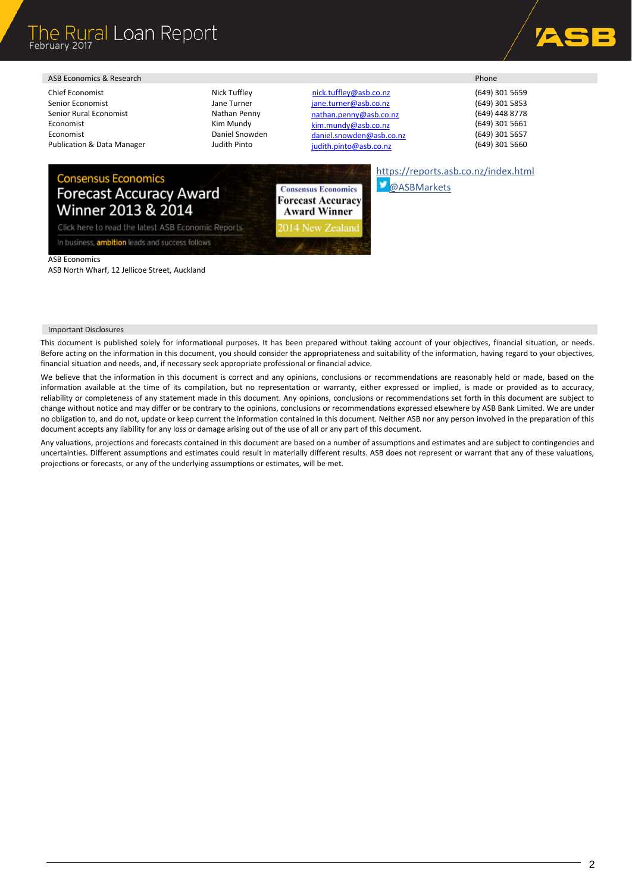| ASB Economics & Research | | | Phone |
| --- | --- | --- | --- |
| Chief Economist | Nick Tuffley | nick.tuffley@asb.co.nz | (649) 301 5659 |
| Senior Economist | Jane Turner | jane.turner@asb.co.nz | (649) 301 5853 |
| Senior Rural Economist | Nathan Penny | nathan.penny@asb.co.nz | (649) 448 8778 |
| Economist | Kim Mundy | kim.mundy@asb.co.nz | (649) 301 5661 |
| Economist | Daniel Snowden | daniel.snowden@asb.co.nz | (649) 301 5657 |
| Publication & Data Manager | Judith Pinto | judith.pinto@asb.co.nz | (649) 301 5660 |

Consensus Economics
Forecast Accuracy Award
Winner 2013 & 2014

Click here to read the latest ASB Economic Reports

In business, ambition leads and success follows

Consensus Economics
Forecast Accuracy
Award Winner
2014 New Zealand

https://reports.asb.co.nz/index.html

@ASBMarkets

ASB Economics
ASB North Wharf, 12 Jellicoe Street, Auckland

## Important Disclosures

This document is published solely for informational purposes. It has been prepared without taking account of your objectives, financial situation, or needs. Before acting on the information in this document, you should consider the appropriateness and suitability of the information, having regard to your objectives, financial situation and needs, and, if necessary seek appropriate professional or financial advice.

We believe that the information in this document is correct and any opinions, conclusions or recommendations are reasonably held or made, based on the information available at the time of its compilation, but no representation or warranty, either expressed or implied, is made or provided as to accuracy, reliability or completeness of any statement made in this document. Any opinions, conclusions or recommendations set forth in this document are subject to change without notice and may differ or be contrary to the opinions, conclusions or recommendations expressed elsewhere by ASB Bank Limited. We are under no obligation to, and do not, update or keep current the information contained in this document. Neither ASB nor any person involved in the preparation of this document accepts any liability for any loss or damage arising out of the use of all or any part of this document.

Any valuations, projections and forecasts contained in this document are based on a number of assumptions and estimates and are subject to contingencies and uncertainties. Different assumptions and estimates could result in materially different results. ASB does not represent or warrant that any of these valuations, projections or forecasts, or any of the underlying assumptions or estimates, will be met.